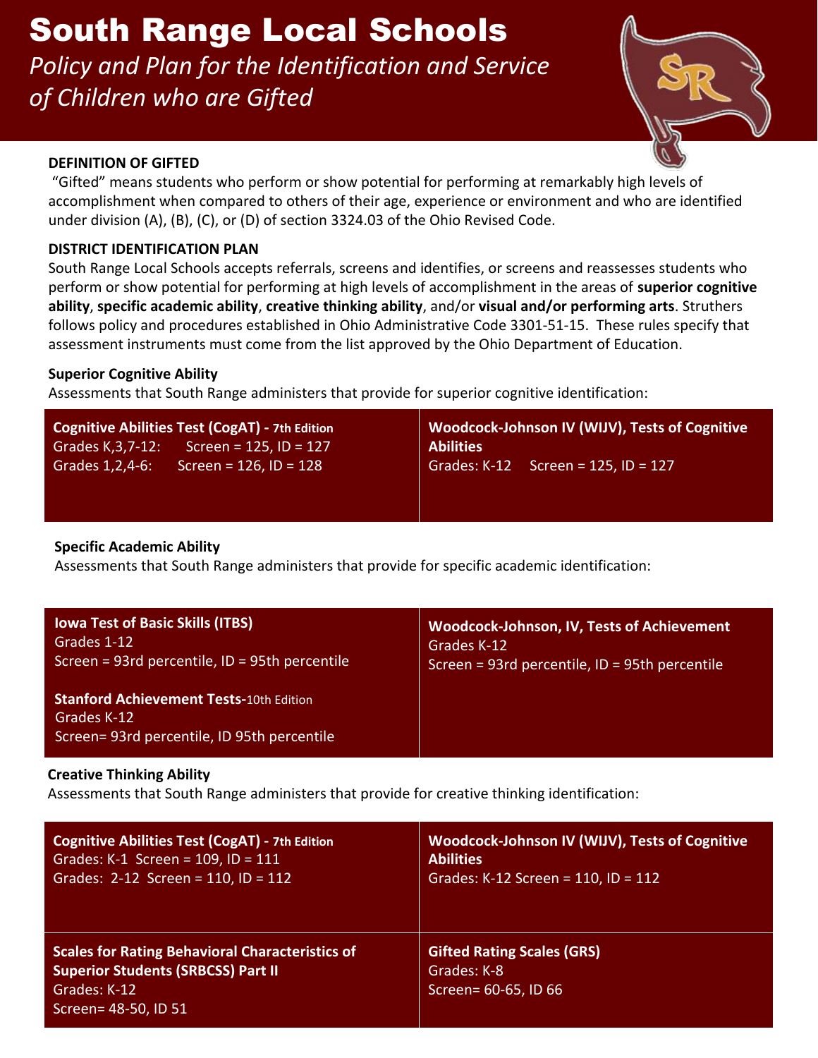# South Range Local Schools

*Policy and Plan for the Identification and Service of Children who are Gifted*

**DEFINITION OF GIFTED**

"Gifted" means students who perform or show potential for performing at remarkably high levels of accomplishment when compared to others of their age, experience or environment and who are identified under division (A), (B), (C), or (D) of section 3324.03 of the Ohio Revised Code.

**DISTRICT IDENTIFICATION PLAN**

South Range Local Schools accepts referrals, screens and identifies, or screens and reassesses students who perform or show potential for performing at high levels of accomplishment in the areas of **superior cognitive ability**, **specific academic ability**, **creative thinking ability**, and/or **visual and/or performing arts**. Struthers follows policy and procedures established in Ohio Administrative Code 3301-51-15. These rules specify that assessment instruments must come from the list approved by the Ohio Department of Education.

**Superior Cognitive Ability**

Assessments that South Range administers that provide for superior cognitive identification:

| **Cognitive Abilities Test (CogAT) - 7th Edition** | **Woodcock-Johnson IV (WIJV), Tests of Cognitive Abilities** |
|---|---|
| Grades K,3,7-12: Screen = 125, ID = 127<br>Grades 1,2,4-6: Screen = 126, ID = 128 | Grades: K-12 Screen = 125, ID = 127 |

**Specific Academic Ability**

Assessments that South Range administers that provide for specific academic identification:

| | |
|---|---|
| **Iowa Test of Basic Skills (ITBS)**<br>Grades 1-12<br>Screen = 93rd percentile, ID = 95th percentile<br><br>**Stanford Achievement Tests-**10th Edition<br>Grades K-12<br>Screen= 93rd percentile, ID 95th percentile | **Woodcock-Johnson, IV, Tests of Achievement**<br>Grades K-12<br>Screen = 93rd percentile, ID = 95th percentile |

**Creative Thinking Ability**

Assessments that South Range administers that provide for creative thinking identification:

| | |
|---|---|
| **Cognitive Abilities Test (CogAT) - 7th Edition**<br>Grades: K-1 Screen = 109, ID = 111<br>Grades: 2-12 Screen = 110, ID = 112 | **Woodcock-Johnson IV (WIJV), Tests of Cognitive Abilities**<br>Grades: K-12 Screen = 110, ID = 112 |
| **Scales for Rating Behavioral Characteristics of Superior Students (SRBCSS) Part II**<br>Grades: K-12<br>Screen= 48-50, ID 51 | **Gifted Rating Scales (GRS)**<br>Grades: K-8<br>Screen= 60-65, ID 66 |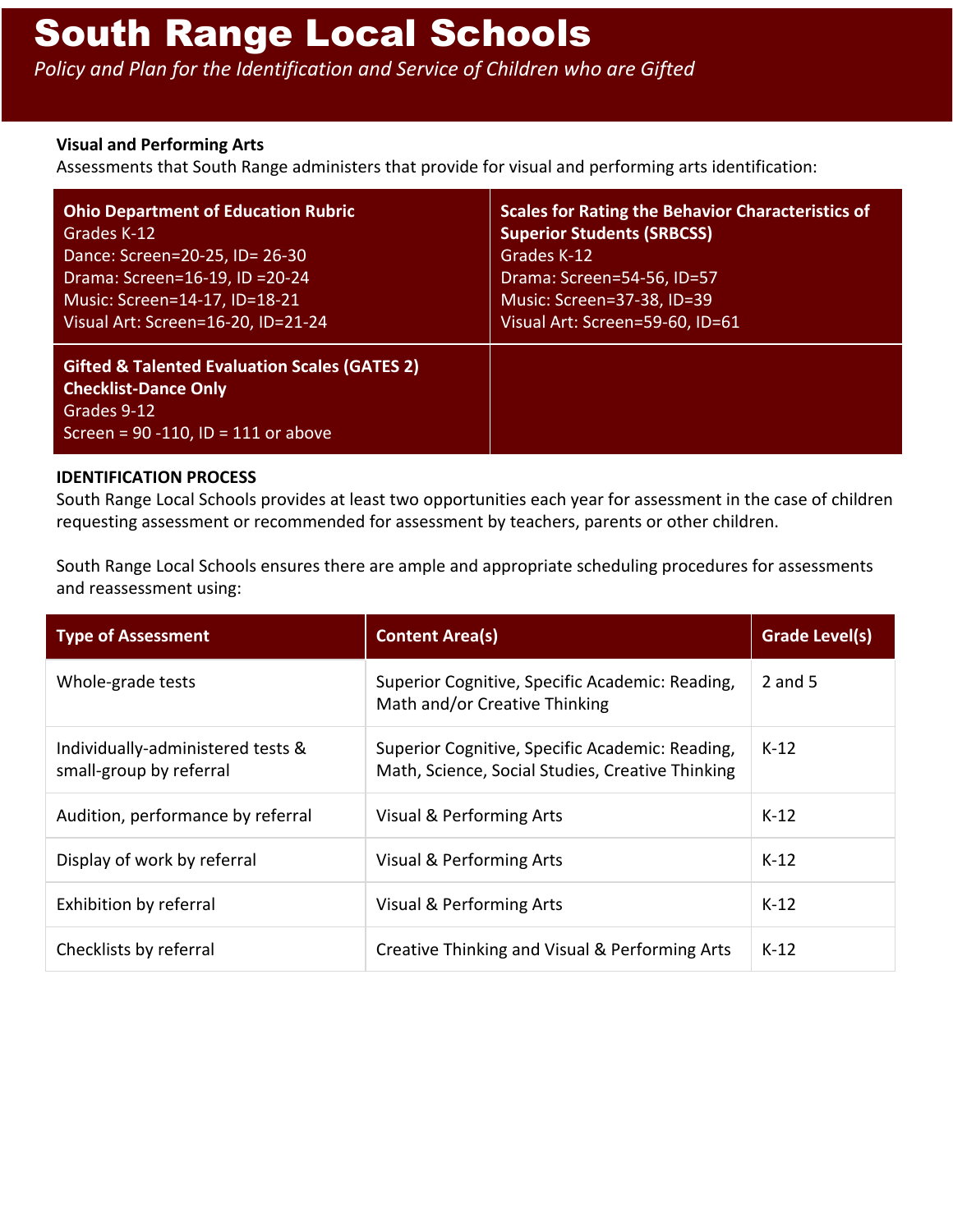### Visual and Performing Arts

Assessments that South Range administers that provide for visual and performing arts identification:

| **Ohio Department of Education Rubric**<br>Grades K-12<br>Dance: Screen=20-25, ID= 26-30<br>Drama: Screen=16-19, ID =20-24<br>Music: Screen=14-17, ID=18-21<br>Visual Art: Screen=16-20, ID=21-24 | **Scales for Rating the Behavior Characteristics of Superior Students (SRBCSS)**<br>Grades K-12<br>Drama: Screen=54-56, ID=57<br>Music: Screen=37-38, ID=39<br>Visual Art: Screen=59-60, ID=61 |
|---|---|
| **Gifted & Talented Evaluation Scales (GATES 2) Checklist-Dance Only**<br>Grades 9-12<br>Screen = 90 -110, ID = 111 or above | |

### IDENTIFICATION PROCESS

South Range Local Schools provides at least two opportunities each year for assessment in the case of children requesting assessment or recommended for assessment by teachers, parents or other children.

South Range Local Schools ensures there are ample and appropriate scheduling procedures for assessments and reassessment using:

| Type of Assessment | Content Area(s) | Grade Level(s) |
|---|---|---|
| Whole-grade tests | Superior Cognitive, Specific Academic: Reading, Math and/or Creative Thinking | 2 and 5 |
| Individually-administered tests & small-group by referral | Superior Cognitive, Specific Academic: Reading, Math, Science, Social Studies, Creative Thinking | K-12 |
| Audition, performance by referral | Visual & Performing Arts | K-12 |
| Display of work by referral | Visual & Performing Arts | K-12 |
| Exhibition by referral | Visual & Performing Arts | K-12 |
| Checklists by referral | Creative Thinking and Visual & Performing Arts | K-12 |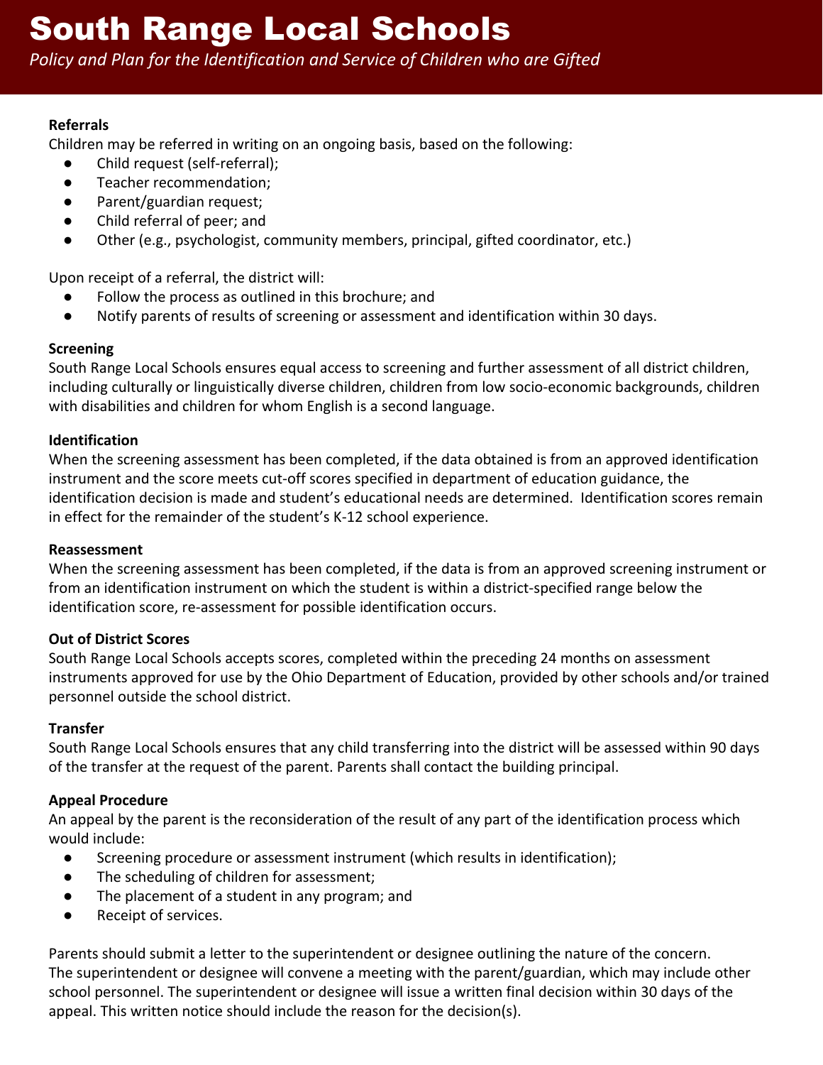# South Range Local Schools

*Policy and Plan for the Identification and Service of Children who are Gifted*

**Referrals**

Children may be referred in writing on an ongoing basis, based on the following:

- Child request (self-referral);
- Teacher recommendation;
- Parent/guardian request;
- Child referral of peer; and
- Other (e.g., psychologist, community members, principal, gifted coordinator, etc.)

Upon receipt of a referral, the district will:

- Follow the process as outlined in this brochure; and
- Notify parents of results of screening or assessment and identification within 30 days.

**Screening**

South Range Local Schools ensures equal access to screening and further assessment of all district children, including culturally or linguistically diverse children, children from low socio-economic backgrounds, children with disabilities and children for whom English is a second language.

**Identification**

When the screening assessment has been completed, if the data obtained is from an approved identification instrument and the score meets cut-off scores specified in department of education guidance, the identification decision is made and student's educational needs are determined. Identification scores remain in effect for the remainder of the student's K-12 school experience.

**Reassessment**

When the screening assessment has been completed, if the data is from an approved screening instrument or from an identification instrument on which the student is within a district-specified range below the identification score, re-assessment for possible identification occurs.

**Out of District Scores**

South Range Local Schools accepts scores, completed within the preceding 24 months on assessment instruments approved for use by the Ohio Department of Education, provided by other schools and/or trained personnel outside the school district.

**Transfer**

South Range Local Schools ensures that any child transferring into the district will be assessed within 90 days of the transfer at the request of the parent. Parents shall contact the building principal.

**Appeal Procedure**

An appeal by the parent is the reconsideration of the result of any part of the identification process which would include:

- Screening procedure or assessment instrument (which results in identification);
- The scheduling of children for assessment;
- The placement of a student in any program; and
- Receipt of services.

Parents should submit a letter to the superintendent or designee outlining the nature of the concern. The superintendent or designee will convene a meeting with the parent/guardian, which may include other school personnel. The superintendent or designee will issue a written final decision within 30 days of the appeal. This written notice should include the reason for the decision(s).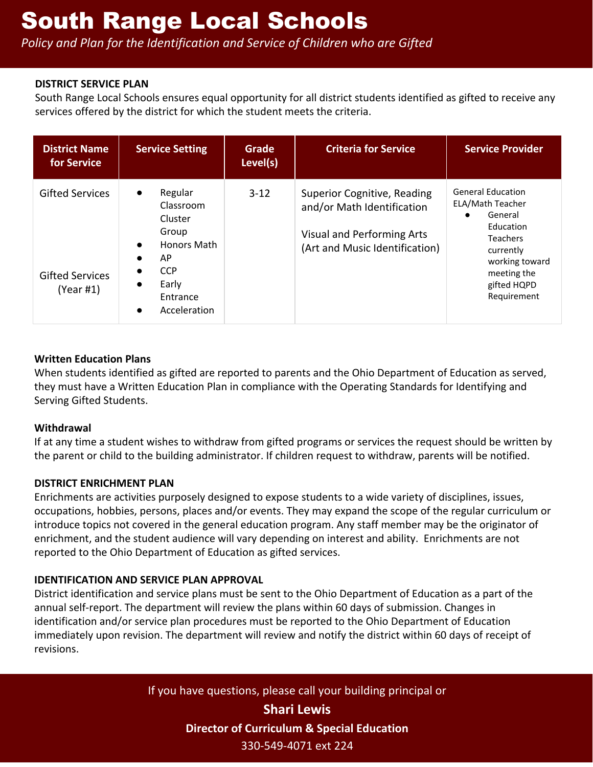# South Range Local Schools

*Policy and Plan for the Identification and Service of Children who are Gifted*

**DISTRICT SERVICE PLAN**

South Range Local Schools ensures equal opportunity for all district students identified as gifted to receive any services offered by the district for which the student meets the criteria.

| District Name for Service | Service Setting | Grade Level(s) | Criteria for Service | Service Provider |
|---|---|---|---|---|
| Gifted Services<br><br>Gifted Services (Year #1) | • Regular Classroom Cluster Group<br>• Honors Math<br>• AP<br>• CCP<br>• Early Entrance<br>• Acceleration | 3-12 | Superior Cognitive, Reading and/or Math Identification<br><br>Visual and Performing Arts (Art and Music Identification) | General Education ELA/Math Teacher<br>• General Education Teachers currently working toward meeting the gifted HQPD Requirement |

**Written Education Plans**

When students identified as gifted are reported to parents and the Ohio Department of Education as served, they must have a Written Education Plan in compliance with the Operating Standards for Identifying and Serving Gifted Students.

**Withdrawal**

If at any time a student wishes to withdraw from gifted programs or services the request should be written by the parent or child to the building administrator. If children request to withdraw, parents will be notified.

**DISTRICT ENRICHMENT PLAN**

Enrichments are activities purposely designed to expose students to a wide variety of disciplines, issues, occupations, hobbies, persons, places and/or events. They may expand the scope of the regular curriculum or introduce topics not covered in the general education program. Any staff member may be the originator of enrichment, and the student audience will vary depending on interest and ability. Enrichments are not reported to the Ohio Department of Education as gifted services.

**IDENTIFICATION AND SERVICE PLAN APPROVAL**

District identification and service plans must be sent to the Ohio Department of Education as a part of the annual self-report. The department will review the plans within 60 days of submission. Changes in identification and/or service plan procedures must be reported to the Ohio Department of Education immediately upon revision. The department will review and notify the district within 60 days of receipt of revisions.

If you have questions, please call your building principal or

**Shari Lewis**

**Director of Curriculum & Special Education**

330-549-4071 ext 224